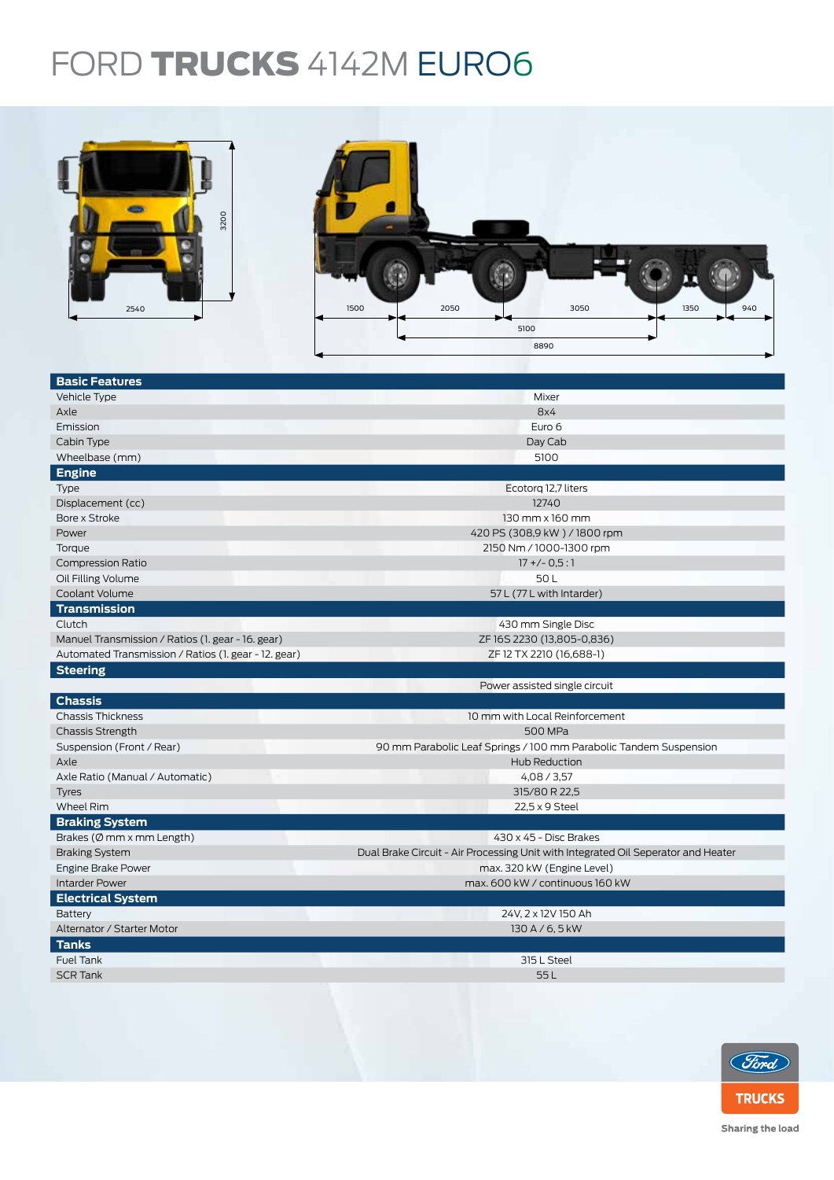# FORD **TRUCKS** 4142M EURO6

2540

3200

1500 2050 3050 1350 940

5100

8890

| **Basic Features** | |
|---|---|
| Vehicle Type | Mixer |
| Axle | 8x4 |
| Emission | Euro 6 |
| Cabin Type | Day Cab |
| Wheelbase (mm) | 5100 |
| **Engine** | |
| Type | Ecotorq 12,7 liters |
| Displacement (cc) | 12740 |
| Bore x Stroke | 130 mm x 160 mm |
| Power | 420 PS (308,9 kW ) / 1800 rpm |
| Torque | 2150 Nm / 1000-1300 rpm |
| Compression Ratio | 17 +/- 0,5 : 1 |
| Oil Filling Volume | 50 L |
| Coolant Volume | 57 L (77 L with Intarder) |
| **Transmission** | |
| Clutch | 430 mm Single Disc |
| Manuel Transmission / Ratios (1. gear - 16. gear) | ZF 16S 2230 (13,805-0,836) |
| Automated Transmission / Ratios (1. gear - 12. gear) | ZF 12 TX 2210 (16,688-1) |
| **Steering** | |
| | Power assisted single circuit |
| **Chassis** | |
| Chassis Thickness | 10 mm with Local Reinforcement |
| Chassis Strength | 500 MPa |
| Suspension (Front / Rear) | 90 mm Parabolic Leaf Springs / 100 mm Parabolic Tandem Suspension |
| Axle | Hub Reduction |
| Axle Ratio (Manual / Automatic) | 4,08 / 3,57 |
| Tyres | 315/80 R 22,5 |
| Wheel Rim | 22,5 x 9 Steel |
| **Braking System** | |
| Brakes (Ø mm x mm Length) | 430 x 45 - Disc Brakes |
| Braking System | Dual Brake Circuit - Air Processing Unit with Integrated Oil Seperator and Heater |
| Engine Brake Power | max. 320 kW (Engine Level) |
| Intarder Power | max. 600 kW / continuous 160 kW |
| **Electrical System** | |
| Battery | 24V, 2 x 12V 150 Ah |
| Alternator / Starter Motor | 130 A / 6, 5 kW |
| **Tanks** | |
| Fuel Tank | 315 L Steel |
| SCR Tank | 55 L |

Ford TRUCKS

Sharing the load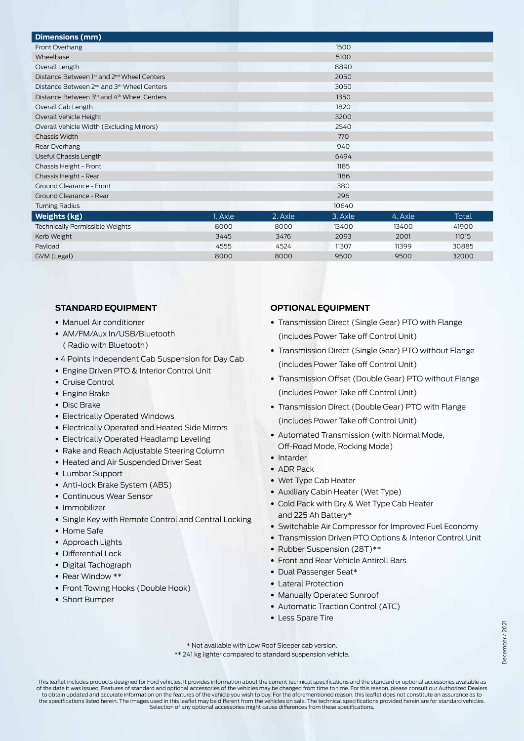## Dimensions (mm)

| Dimensions (mm) | |
|---|---|
| Front Overhang | 1500 |
| Wheelbase | 5100 |
| Overall Length | 8890 |
| Distance Between 1st and 2nd Wheel Centers | 2050 |
| Distance Between 2nd and 3th Wheel Centers | 3050 |
| Distance Between 3th and 4th Wheel Centers | 1350 |
| Overall Cab Length | 1820 |
| Overall Vehicle Height | 3200 |
| Overall Vehicle Width (Excluding Mirrors) | 2540 |
| Chassis Width | 770 |
| Rear Overhang | 940 |
| Useful Chassis Length | 6494 |
| Chassis Height - Front | 1185 |
| Chassis Height - Rear | 1186 |
| Ground Clearance - Front | 380 |
| Ground Clearance - Rear | 296 |
| Turning Radius | 10640 |

| Weights (kg) | 1. Axle | 2. Axle | 3. Axle | 4. Axle | Total |
|---|---|---|---|---|---|
| Technically Permissible Weights | 8000 | 8000 | 13400 | 13400 | 41900 |
| Kerb Weight | 3445 | 3476 | 2093 | 2001 | 11015 |
| Payload | 4555 | 4524 | 11307 | 11399 | 30885 |
| GVM (Legal) | 8000 | 8000 | 9500 | 9500 | 32000 |

### STANDARD EQUIPMENT

- Manuel Air conditioner
- AM/FM/Aux In/USB/Bluetooth (Radio with Bluetooth)
- 4 Points Independent Cab Suspension for Day Cab
- Engine Driven PTO & Interior Control Unit
- Cruise Control
- Engine Brake
- Disc Brake
- Electrically Operated Windows
- Electrically Operated and Heated Side Mirrors
- Electrically Operated Headlamp Leveling
- Rake and Reach Adjustable Steering Column
- Heated and Air Suspended Driver Seat
- Lumbar Support
- Anti-lock Brake System (ABS)
- Continuous Wear Sensor
- Immobilizer
- Single Key with Remote Control and Central Locking
- Home Safe
- Approach Lights
- Differential Lock
- Digital Tachograph
- Rear Window **
- Front Towing Hooks (Double Hook)
- Short Bumper

### OPTIONAL EQUIPMENT

- Transmission Direct (Single Gear) PTO with Flange (includes Power Take off Control Unit)
- Transmission Direct (Single Gear) PTO without Flange (includes Power Take off Control Unit)
- Transmission Offset (Double Gear) PTO without Flange (includes Power Take off Control Unit)
- Transmission Direct (Double Gear) PTO with Flange (includes Power Take off Control Unit)
- Automated Transmission (with Normal Mode, Off-Road Mode, Rocking Mode)
- Intarder
- ADR Pack
- Wet Type Cab Heater
- Auxiliary Cabin Heater (Wet Type)
- Cold Pack with Dry & Wet Type Cab Heater and 225 Ah Battery*
- Switchable Air Compressor for Improved Fuel Economy
- Transmission Driven PTO Options & Interior Control Unit
- Rubber Suspension (28T)**
- Front and Rear Vehicle Antiroll Bars
- Dual Passenger Seat*
- Lateral Protection
- Manually Operated Sunroof
- Automatic Traction Control (ATC)
- Less Spare Tire

* Not available with Low Roof Sleeper cab version.
** 241 kg lighter compared to standard suspension vehicle.

December / 2021

This leaflet includes products designed for Ford vehicles. It provides information about the current technical specifications and the standard or optional accessories available as of the date it was issued. Features of standard and optional accessories of the vehicles may be changed from time to time. For this reason, please consult our Authorized Dealers to obtain updated and accurate information on the features of the vehicle you wish to buy. For the aforementioned reason, this leaflet does not constitute an assurance as to the specifications listed herein. The images used in this leaflet may be different from the vehicles on sale. The technical specifications provided herein are for standard vehicles. Selection of any optional accessories might cause differences from these specifications.